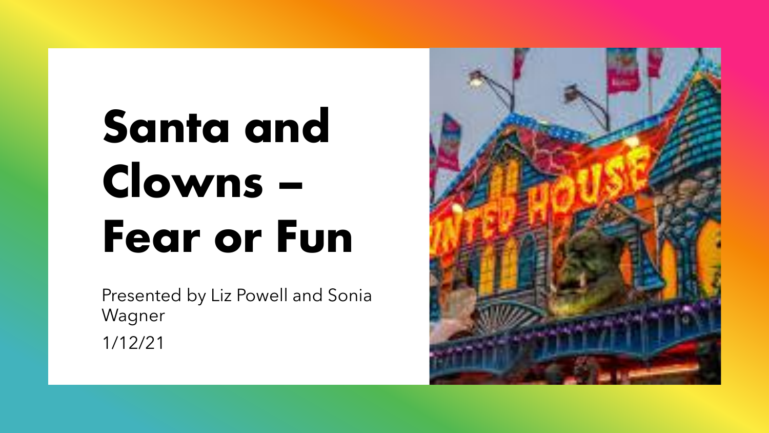# Santa and Clowns – Fear or Fun

Presented by Liz Powell and Sonia Wagner

1/12/21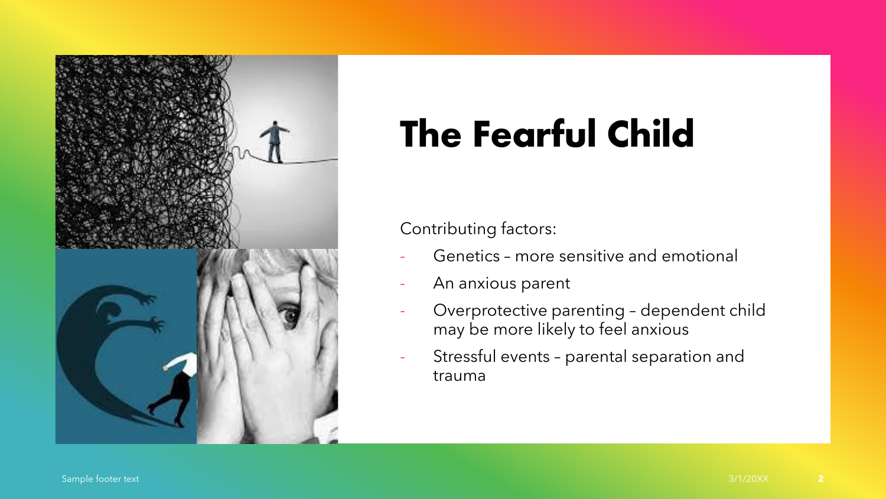# The Fearful Child

Contributing factors:

- Genetics – more sensitive and emotional
- An anxious parent
- Overprotective parenting – dependent child may be more likely to feel anxious
- Stressful events – parental separation and trauma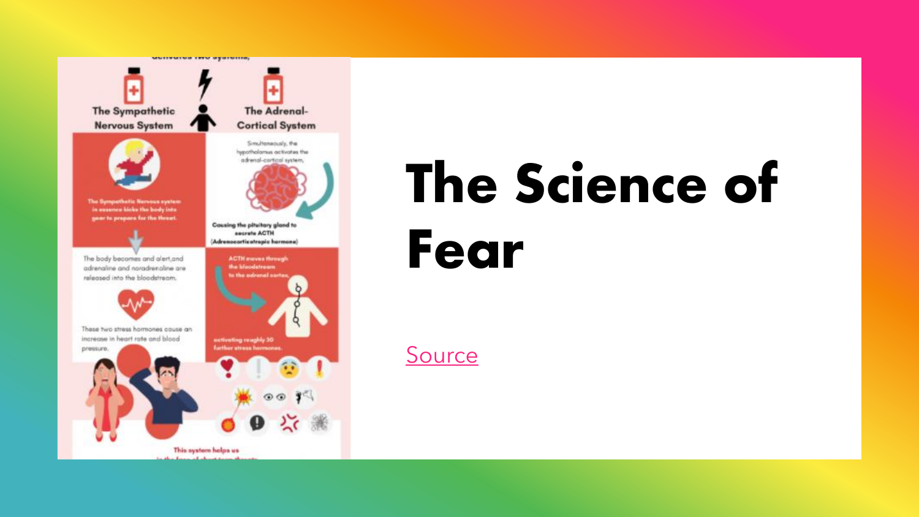# The Science of Fear

Source

activates two systems,

## The Sympathetic Nervous System

The Sympathetic Nervous system in essence kicks the body into gear to prepare for the threat.

The body becomes and alert,and adrenaline and noradrenaline are released into the bloodstream.

These two stress hormones cause an increase in heart rate and blood pressure.

## The Adrenal-Cortical System

Simultaneously, the hypothalamus activates the adrenal-cortical system,

Causing the pituitary gland to secrete ACTH (Adrenocorticotropic hormone)

ACTH moves through the bloodstream to the adrenal cortex,

activating roughly 30 further stress hormones.

This system helps us in the face of short term threats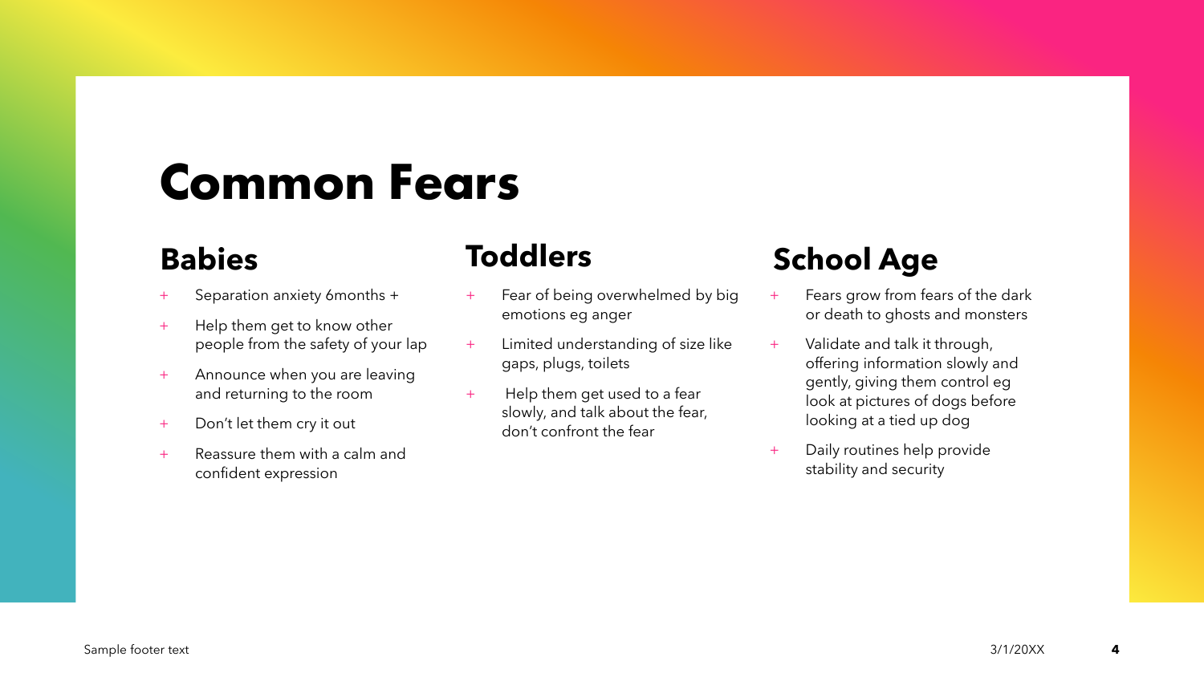# Common Fears

## Babies

- Separation anxiety 6months +
- Help them get to know other people from the safety of your lap
- Announce when you are leaving and returning to the room
- Don't let them cry it out
- Reassure them with a calm and confident expression

## Toddlers

- Fear of being overwhelmed by big emotions eg anger
- Limited understanding of size like gaps, plugs, toilets
- Help them get used to a fear slowly, and talk about the fear, don't confront the fear

## School Age

- Fears grow from fears of the dark or death to ghosts and monsters
- Validate and talk it through, offering information slowly and gently, giving them control eg look at pictures of dogs before looking at a tied up dog
- Daily routines help provide stability and security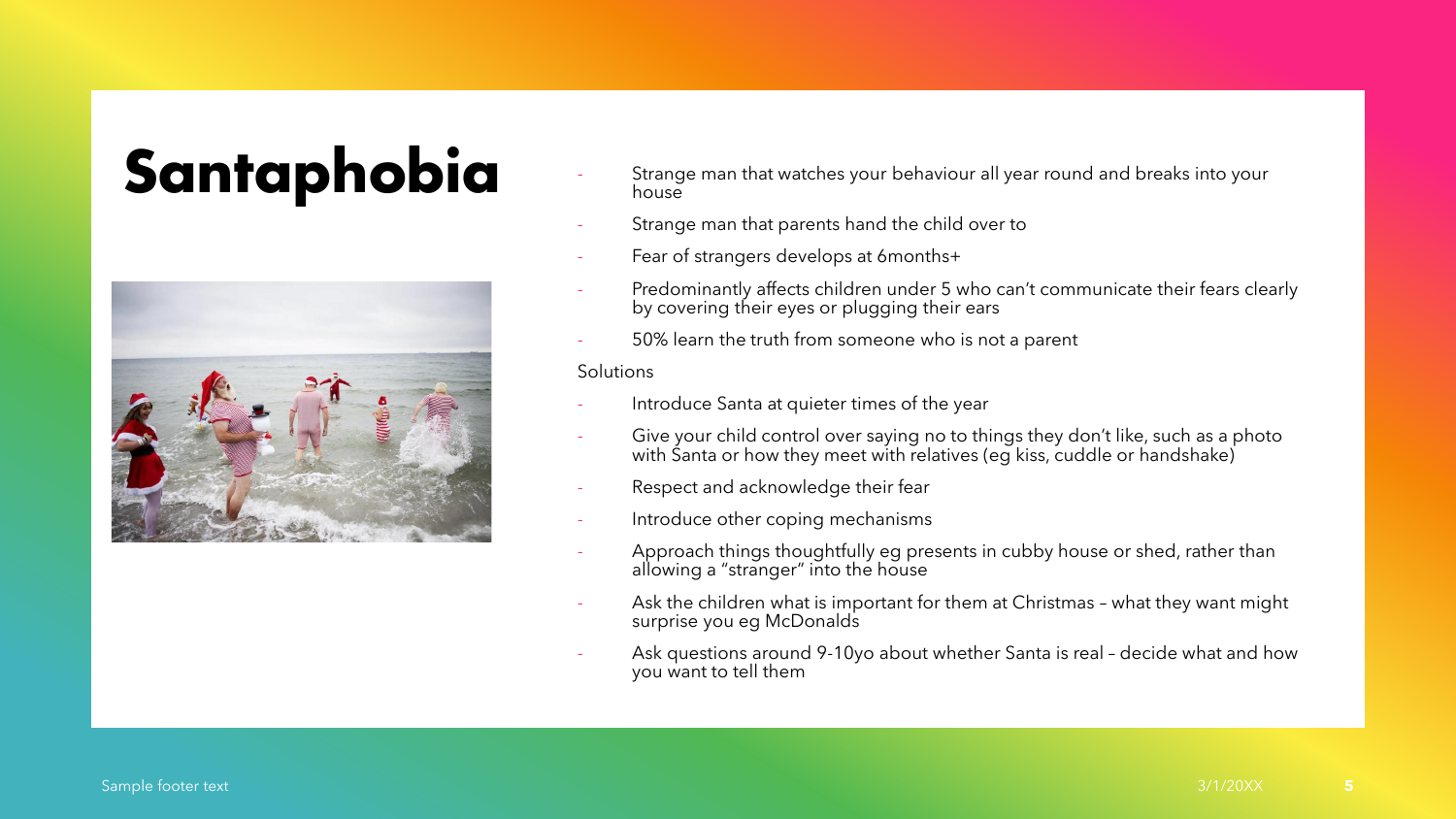# Santaphobia

- Strange man that watches your behaviour all year round and breaks into your house
- Strange man that parents hand the child over to
- Fear of strangers develops at 6months+
- Predominantly affects children under 5 who can't communicate their fears clearly by covering their eyes or plugging their ears
- 50% learn the truth from someone who is not a parent

Solutions

- Introduce Santa at quieter times of the year
- Give your child control over saying no to things they don't like, such as a photo with Santa or how they meet with relatives (eg kiss, cuddle or handshake)
- Respect and acknowledge their fear
- Introduce other coping mechanisms
- Approach things thoughtfully eg presents in cubby house or shed, rather than allowing a "stranger" into the house
- Ask the children what is important for them at Christmas – what they want might surprise you eg McDonalds
- Ask questions around 9-10yo about whether Santa is real – decide what and how you want to tell them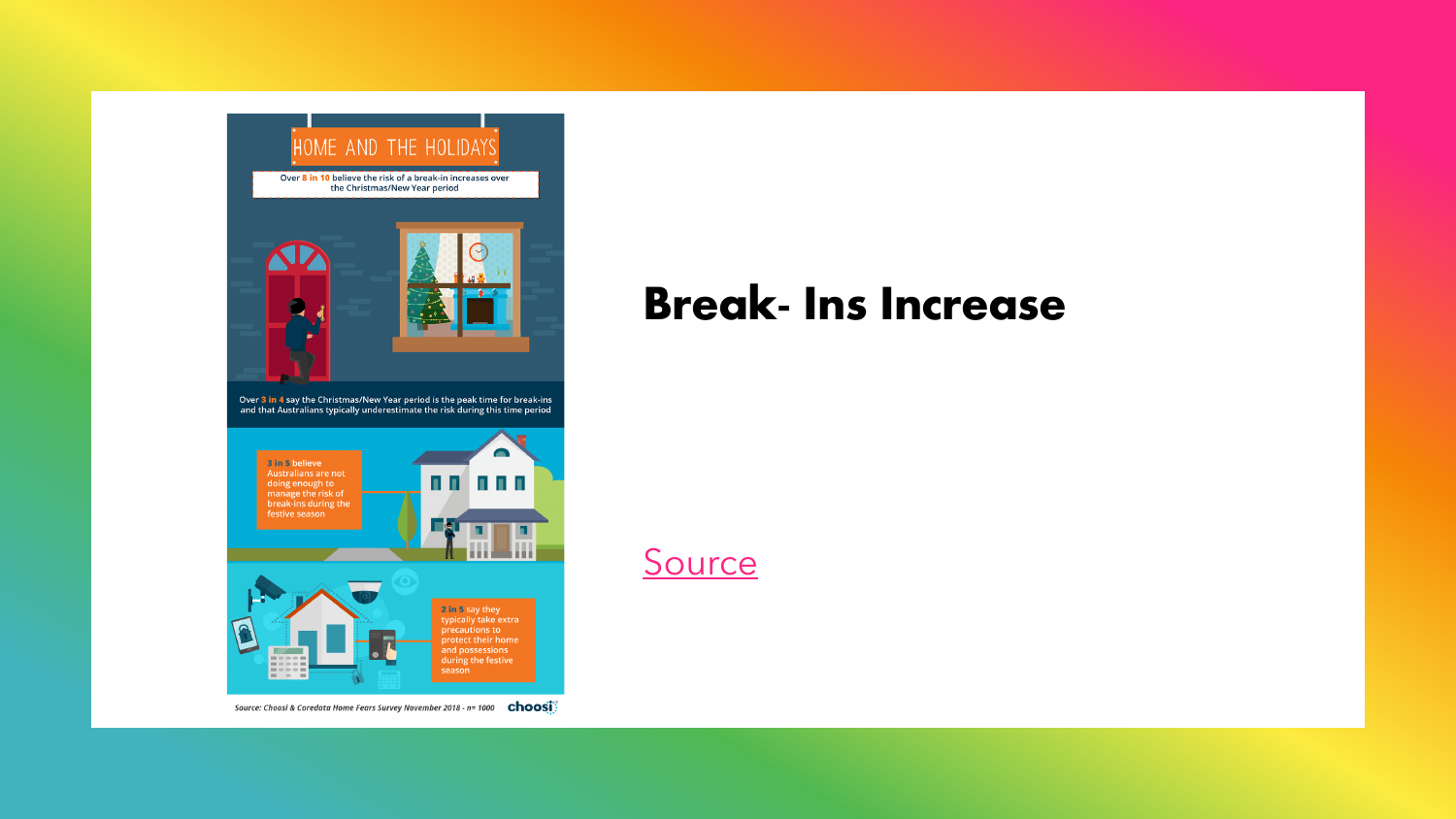HOME AND THE HOLIDAYS

Over 8 in 10 believe the risk of a break-in increases over the Christmas/New Year period

Over 3 in 4 say the Christmas/New Year period is the peak time for break-ins and that Australians typically underestimate the risk during this time period

3 in 5 believe Australians are not doing enough to manage the risk of break-ins during the festive season

2 in 5 say they typically take extra precautions to protect their home and possessions during the festive season

*Source: Choosi & Coredata Home Fears Survey November 2018 - n= 1000*

# Break- Ins Increase

Source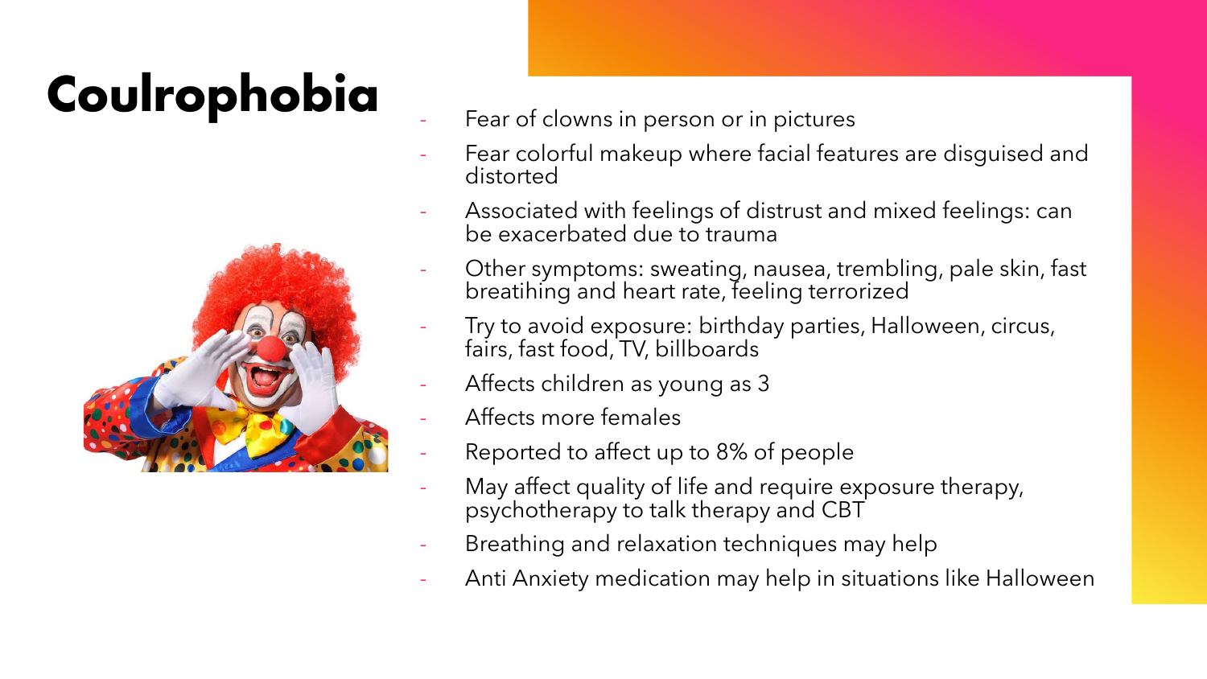# Coulrophobia

- Fear of clowns in person or in pictures
- Fear colorful makeup where facial features are disguised and distorted
- Associated with feelings of distrust and mixed feelings: can be exacerbated due to trauma
- Other symptoms: sweating, nausea, trembling, pale skin, fast breatihing and heart rate, feeling terrorized
- Try to avoid exposure: birthday parties, Halloween, circus, fairs, fast food, TV, billboards
- Affects children as young as 3
- Affects more females
- Reported to affect up to 8% of people
- May affect quality of life and require exposure therapy, psychotherapy to talk therapy and CBT
- Breathing and relaxation techniques may help
- Anti Anxiety medication may help in situations like Halloween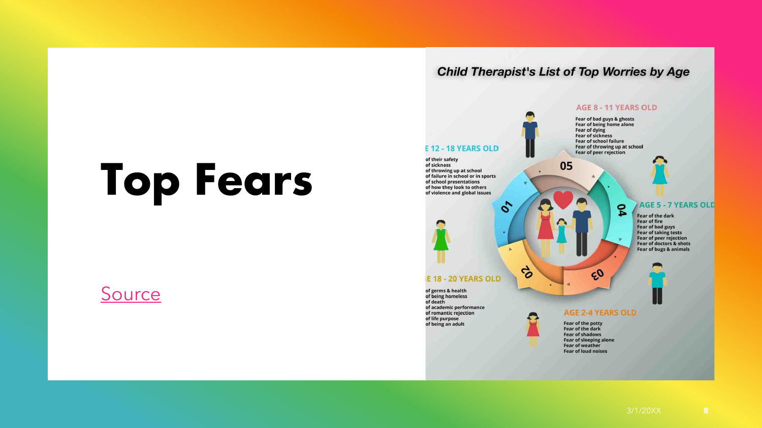# Top Fears

Source

## Child Therapist's List of Top Worries by Age

**AGE 2-4 YEARS OLD**

- Fear of the potty
- Fear of the dark
- Fear of shadows
- Fear of sleeping alone
- Fear of weather
- Fear of loud noises

**AGE 5 - 7 YEARS OLD**

- Fear of the dark
- Fear of fire
- Fear of bad guys
- Fear of taking tests
- Fear of peer rejection
- Fear of doctors & shots
- Fear of bugs & animals

**AGE 8 - 11 YEARS OLD**

- Fear of bad guys & ghosts
- Fear of being home alone
- Fear of dying
- Fear of sickness
- Fear of school failure
- Fear of throwing up at school
- Fear of peer rejection

**E 12 - 18 YEARS OLD**

- of their safety
- of sickness
- of throwing up at school
- of failure in school or in sports
- of school presentations
- of how they look to others
- of violence and global issues

**E 18 - 20 YEARS OLD**

- of germs & health
- of being homeless
- of death
- of academic performance
- of romantic rejection
- of life purpose
- of being an adult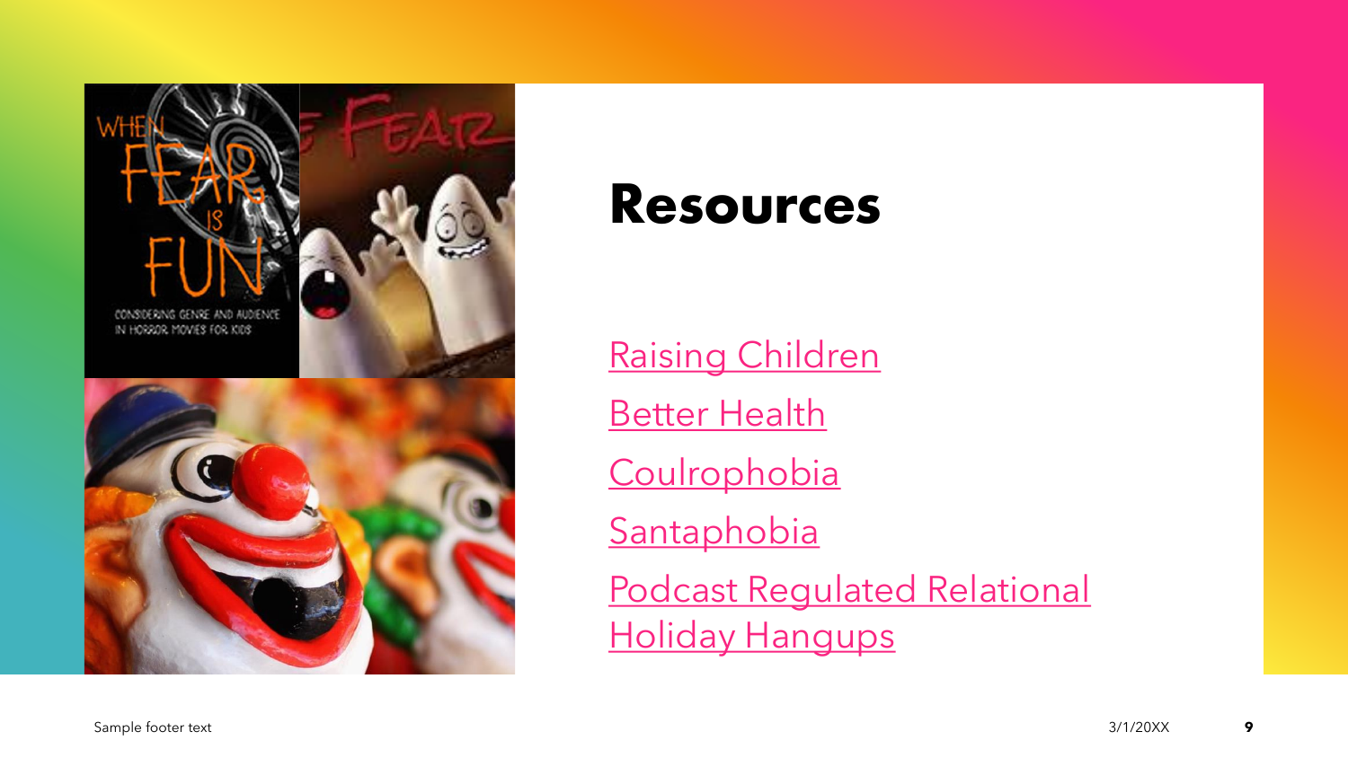# Resources

Raising Children

Better Health

Coulrophobia

Santaphobia

Podcast Regulated Relational Holiday Hangups